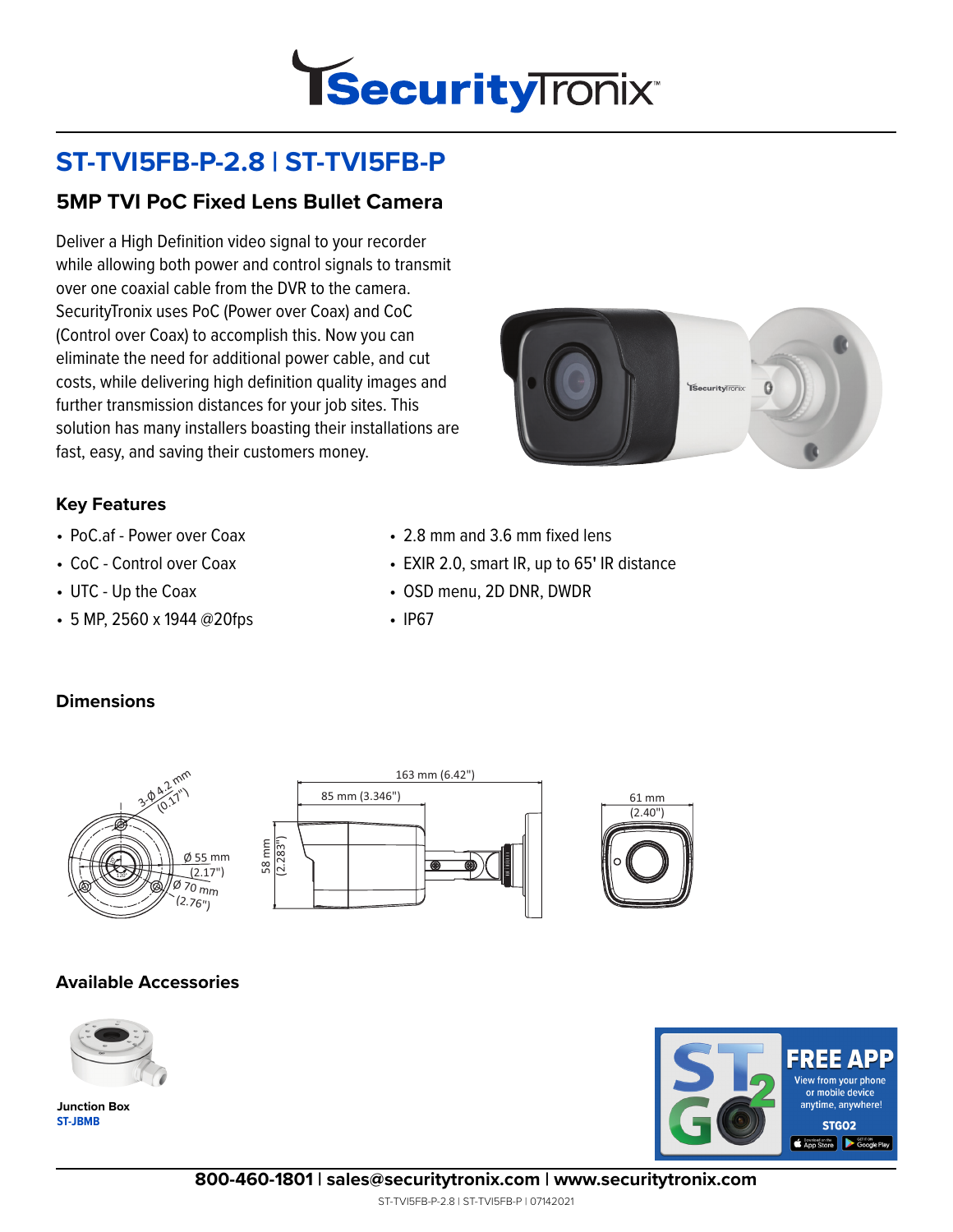# ST-TVI5FB-P-2.8 | ST-TVI5FB-P

## 5MP TVI PoC Fixed Lens Bullet Camera

Deliver a High Definition video signal to your recorder while allowing both power and control signals to transmit over one coaxial cable from the DVR to the camera. SecurityTronix uses PoC (Power over Coax) and CoC (Control over Coax) to accomplish this. Now you can eliminate the need for additional power cable, and cut costs, while delivering high definition quality images and further transmission distances for your job sites. This solution has many installers boasting their installations are fast, easy, and saving their customers money.

### Key Features

- PoC.af - Power over Coax
- CoC - Control over Coax
- UTC - Up the Coax
- 5 MP, 2560 x 1944 @20fps
- 2.8 mm and 3.6 mm fixed lens
- EXIR 2.0, smart IR, up to 65' IR distance
- OSD menu, 2D DNR, DWDR
- IP67

### Dimensions

3-Ø 4.2 mm (0.17")
Ø 55 mm (2.17")
Ø 70 mm (2.76")
163 mm (6.42")
85 mm (3.346")
58 mm (2.283")
61 mm (2.40")

### Available Accessories

**Junction Box**
ST-JBMB

**FREE APP**
View from your phone or mobile device anytime, anywhere!
STGO2

**800-460-1801 | sales@securitytronix.com | www.securitytronix.com**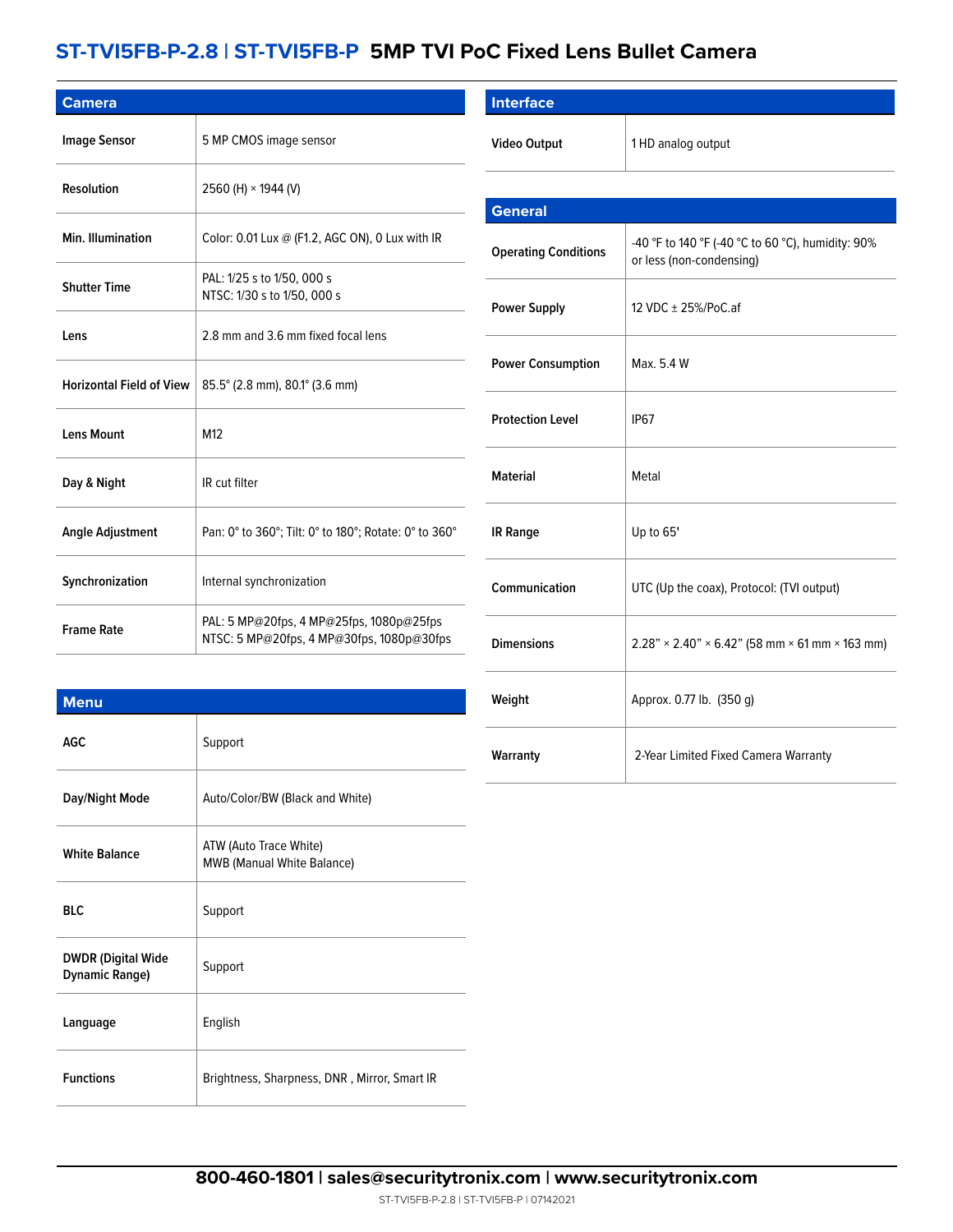# ST-TVI5FB-P-2.8 | ST-TVI5FB-P 5MP TVI PoC Fixed Lens Bullet Camera

| Camera | |
|---|---|
| Image Sensor | 5 MP CMOS image sensor |
| Resolution | 2560 (H) × 1944 (V) |
| Min. Illumination | Color: 0.01 Lux @ (F1.2, AGC ON), 0 Lux with IR |
| Shutter Time | PAL: 1/25 s to 1/50, 000 s<br>NTSC: 1/30 s to 1/50, 000 s |
| Lens | 2.8 mm and 3.6 mm fixed focal lens |
| Horizontal Field of View | 85.5° (2.8 mm), 80.1° (3.6 mm) |
| Lens Mount | M12 |
| Day & Night | IR cut filter |
| Angle Adjustment | Pan: 0° to 360°; Tilt: 0° to 180°; Rotate: 0° to 360° |
| Synchronization | Internal synchronization |
| Frame Rate | PAL: 5 MP@20fps, 4 MP@25fps, 1080p@25fps<br>NTSC: 5 MP@20fps, 4 MP@30fps, 1080p@30fps |

| Menu | |
|---|---|
| AGC | Support |
| Day/Night Mode | Auto/Color/BW (Black and White) |
| White Balance | ATW (Auto Trace White)<br>MWB (Manual White Balance) |
| BLC | Support |
| DWDR (Digital Wide Dynamic Range) | Support |
| Language | English |
| Functions | Brightness, Sharpness, DNR , Mirror, Smart IR |

| Interface | |
|---|---|
| Video Output | 1 HD analog output |

| General | |
|---|---|
| Operating Conditions | -40 °F to 140 °F (-40 °C to 60 °C), humidity: 90% or less (non-condensing) |
| Power Supply | 12 VDC ± 25%/PoC.af |
| Power Consumption | Max. 5.4 W |
| Protection Level | IP67 |
| Material | Metal |
| IR Range | Up to 65' |
| Communication | UTC (Up the coax), Protocol: (TVI output) |
| Dimensions | 2.28" × 2.40" × 6.42" (58 mm × 61 mm × 163 mm) |
| Weight | Approx. 0.77 lb. (350 g) |
| Warranty | 2-Year Limited Fixed Camera Warranty |

**800-460-1801 | sales@securitytronix.com | www.securitytronix.com**

ST-TVI5FB-P-2.8 | ST-TVI5FB-P | 07142021